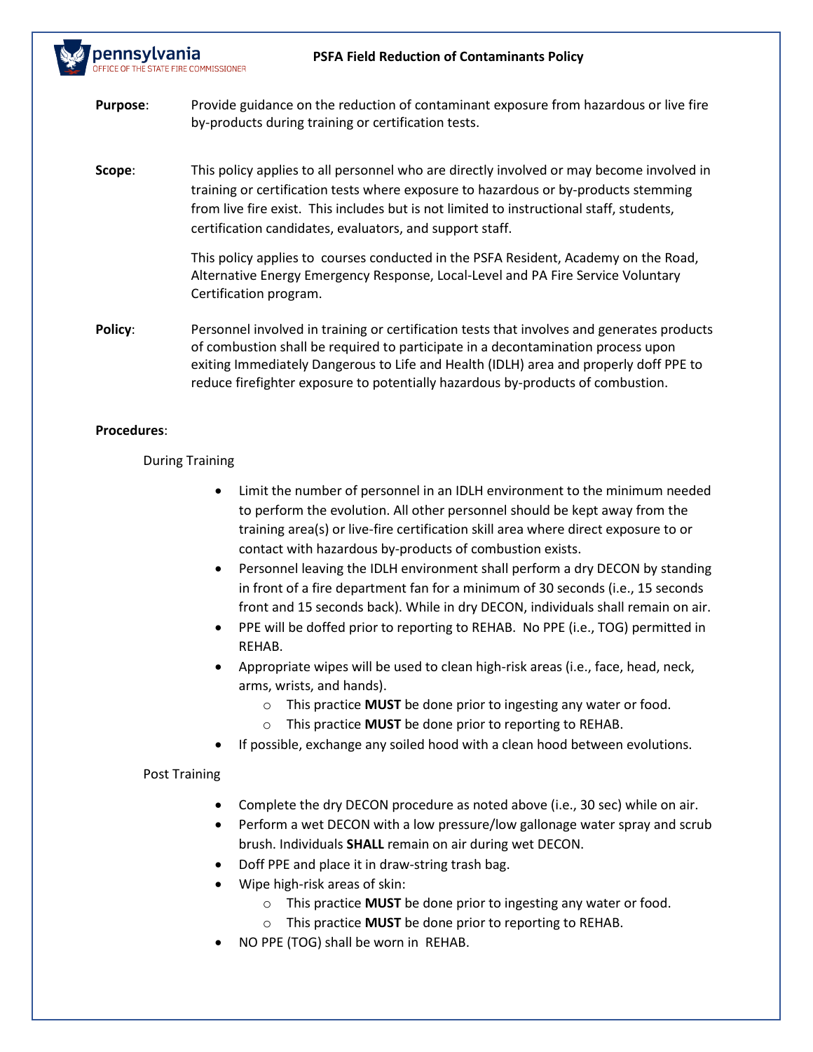# PSFA Field Reduction of Contaminants Policy

**Purpose**: Provide guidance on the reduction of contaminant exposure from hazardous or live fire by-products during training or certification tests.

**Scope**: This policy applies to all personnel who are directly involved or may become involved in training or certification tests where exposure to hazardous or by-products stemming from live fire exist. This includes but is not limited to instructional staff, students, certification candidates, evaluators, and support staff.

This policy applies to courses conducted in the PSFA Resident, Academy on the Road, Alternative Energy Emergency Response, Local-Level and PA Fire Service Voluntary Certification program.

**Policy**: Personnel involved in training or certification tests that involves and generates products of combustion shall be required to participate in a decontamination process upon exiting Immediately Dangerous to Life and Health (IDLH) area and properly doff PPE to reduce firefighter exposure to potentially hazardous by-products of combustion.

**Procedures**:

During Training

- Limit the number of personnel in an IDLH environment to the minimum needed to perform the evolution. All other personnel should be kept away from the training area(s) or live-fire certification skill area where direct exposure to or contact with hazardous by-products of combustion exists.
- Personnel leaving the IDLH environment shall perform a dry DECON by standing in front of a fire department fan for a minimum of 30 seconds (i.e., 15 seconds front and 15 seconds back). While in dry DECON, individuals shall remain on air.
- PPE will be doffed prior to reporting to REHAB. No PPE (i.e., TOG) permitted in REHAB.
- Appropriate wipes will be used to clean high-risk areas (i.e., face, head, neck, arms, wrists, and hands).
  - This practice **MUST** be done prior to ingesting any water or food.
  - This practice **MUST** be done prior to reporting to REHAB.
- If possible, exchange any soiled hood with a clean hood between evolutions.

Post Training

- Complete the dry DECON procedure as noted above (i.e., 30 sec) while on air.
- Perform a wet DECON with a low pressure/low gallonage water spray and scrub brush. Individuals **SHALL** remain on air during wet DECON.
- Doff PPE and place it in draw-string trash bag.
- Wipe high-risk areas of skin:
  - This practice **MUST** be done prior to ingesting any water or food.
  - This practice **MUST** be done prior to reporting to REHAB.
- NO PPE (TOG) shall be worn in REHAB.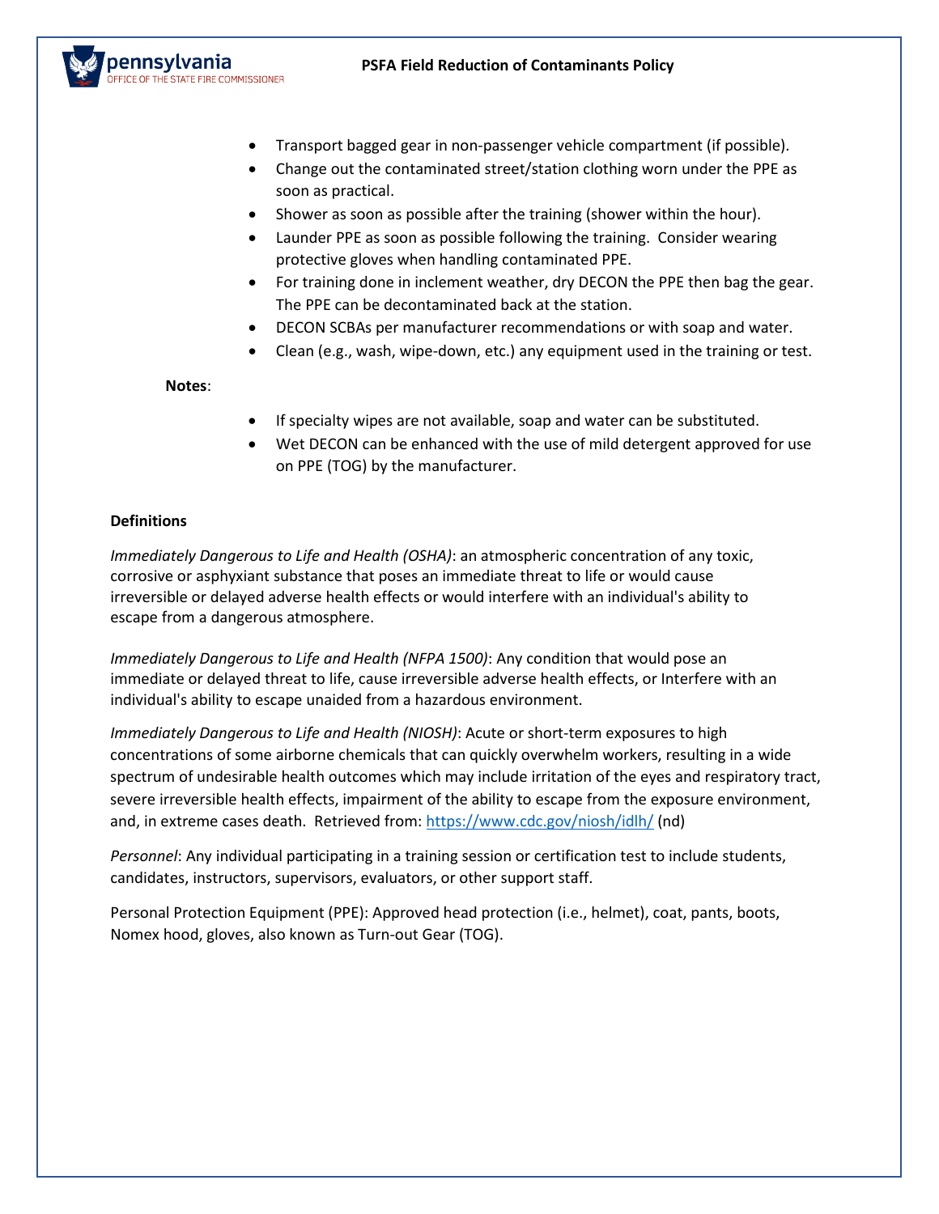- Transport bagged gear in non-passenger vehicle compartment (if possible).
- Change out the contaminated street/station clothing worn under the PPE as soon as practical.
- Shower as soon as possible after the training (shower within the hour).
- Launder PPE as soon as possible following the training. Consider wearing protective gloves when handling contaminated PPE.
- For training done in inclement weather, dry DECON the PPE then bag the gear. The PPE can be decontaminated back at the station.
- DECON SCBAs per manufacturer recommendations or with soap and water.
- Clean (e.g., wash, wipe-down, etc.) any equipment used in the training or test.

**Notes**:

- If specialty wipes are not available, soap and water can be substituted.
- Wet DECON can be enhanced with the use of mild detergent approved for use on PPE (TOG) by the manufacturer.

**Definitions**

*Immediately Dangerous to Life and Health (OSHA)*: an atmospheric concentration of any toxic, corrosive or asphyxiant substance that poses an immediate threat to life or would cause irreversible or delayed adverse health effects or would interfere with an individual's ability to escape from a dangerous atmosphere.

*Immediately Dangerous to Life and Health (NFPA 1500)*: Any condition that would pose an immediate or delayed threat to life, cause irreversible adverse health effects, or Interfere with an individual's ability to escape unaided from a hazardous environment.

*Immediately Dangerous to Life and Health (NIOSH)*: Acute or short-term exposures to high concentrations of some airborne chemicals that can quickly overwhelm workers, resulting in a wide spectrum of undesirable health outcomes which may include irritation of the eyes and respiratory tract, severe irreversible health effects, impairment of the ability to escape from the exposure environment, and, in extreme cases death. Retrieved from: https://www.cdc.gov/niosh/idlh/ (nd)

*Personnel*: Any individual participating in a training session or certification test to include students, candidates, instructors, supervisors, evaluators, or other support staff.

Personal Protection Equipment (PPE): Approved head protection (i.e., helmet), coat, pants, boots, Nomex hood, gloves, also known as Turn-out Gear (TOG).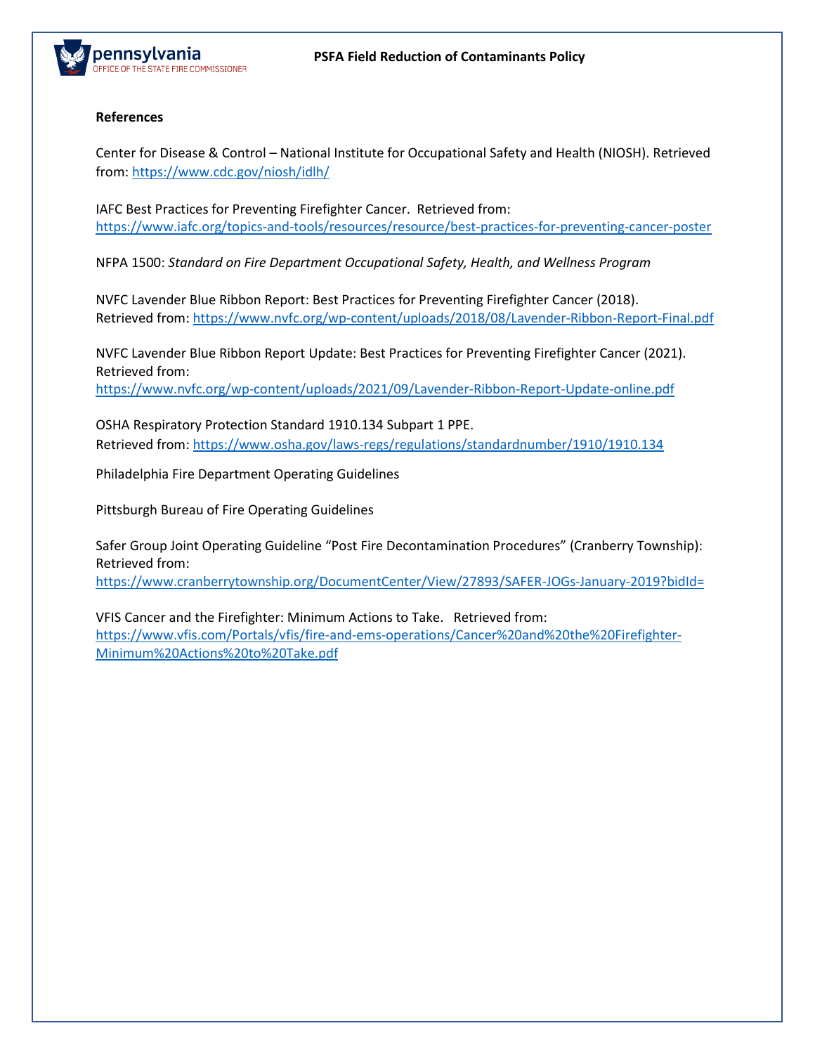**References**

Center for Disease & Control – National Institute for Occupational Safety and Health (NIOSH). Retrieved from: https://www.cdc.gov/niosh/idlh/

IAFC Best Practices for Preventing Firefighter Cancer. Retrieved from: https://www.iafc.org/topics-and-tools/resources/resource/best-practices-for-preventing-cancer-poster

NFPA 1500: *Standard on Fire Department Occupational Safety, Health, and Wellness Program*

NVFC Lavender Blue Ribbon Report: Best Practices for Preventing Firefighter Cancer (2018). Retrieved from: https://www.nvfc.org/wp-content/uploads/2018/08/Lavender-Ribbon-Report-Final.pdf

NVFC Lavender Blue Ribbon Report Update: Best Practices for Preventing Firefighter Cancer (2021). Retrieved from: https://www.nvfc.org/wp-content/uploads/2021/09/Lavender-Ribbon-Report-Update-online.pdf

OSHA Respiratory Protection Standard 1910.134 Subpart 1 PPE. Retrieved from: https://www.osha.gov/laws-regs/regulations/standardnumber/1910/1910.134

Philadelphia Fire Department Operating Guidelines

Pittsburgh Bureau of Fire Operating Guidelines

Safer Group Joint Operating Guideline "Post Fire Decontamination Procedures" (Cranberry Township): Retrieved from: https://www.cranberrytownship.org/DocumentCenter/View/27893/SAFER-JOGs-January-2019?bidId=

VFIS Cancer and the Firefighter: Minimum Actions to Take. Retrieved from: https://www.vfis.com/Portals/vfis/fire-and-ems-operations/Cancer%20and%20the%20Firefighter-Minimum%20Actions%20to%20Take.pdf